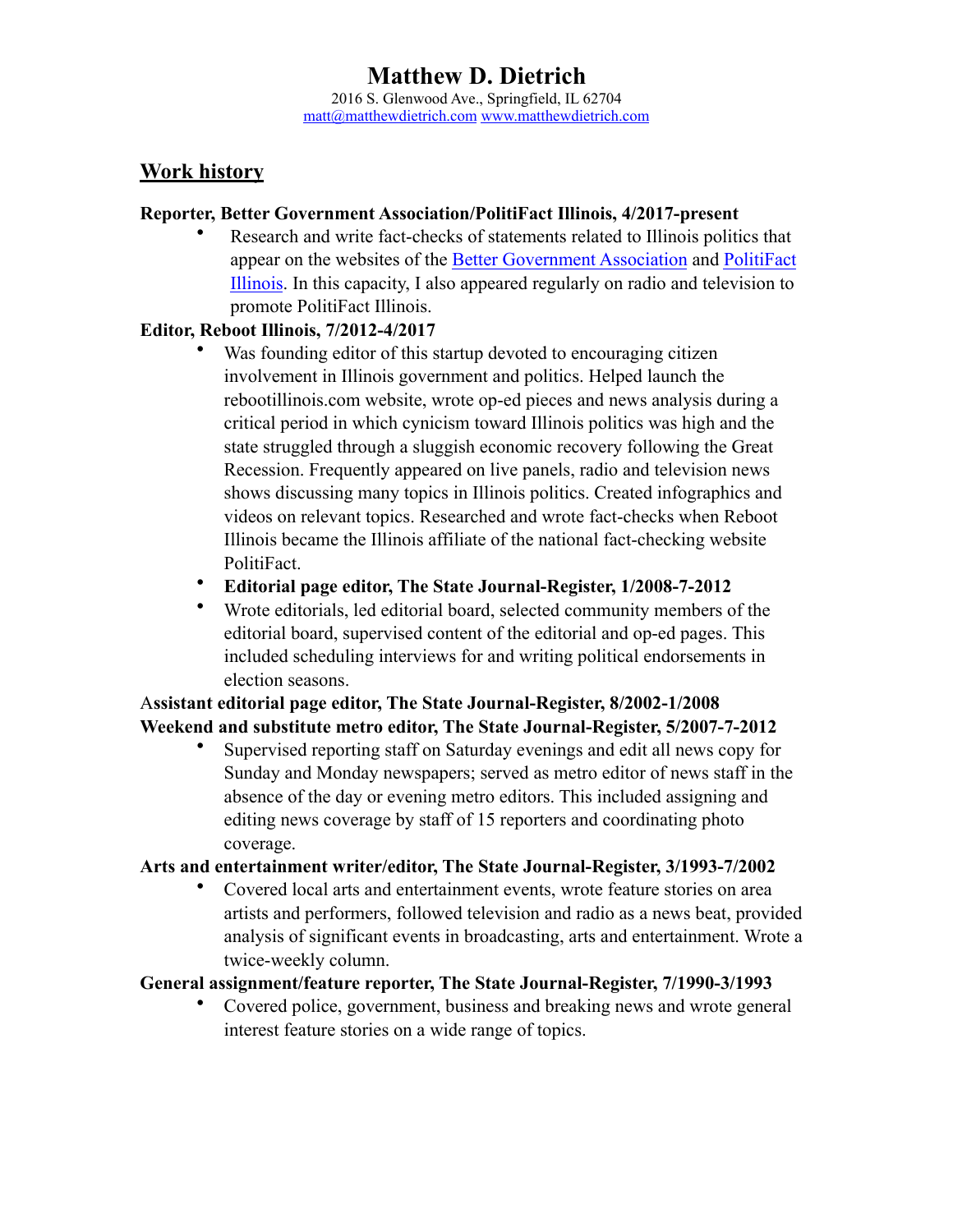# Matthew D. Dietrich

2016 S. Glenwood Ave., Springfield, IL 62704
matt@matthewdietrich.com www.matthewdietrich.com

## Work history

**Reporter, Better Government Association/PolitiFact Illinois, 4/2017-present**

- Research and write fact-checks of statements related to Illinois politics that appear on the websites of the Better Government Association and PolitiFact Illinois. In this capacity, I also appeared regularly on radio and television to promote PolitiFact Illinois.

**Editor, Reboot Illinois, 7/2012-4/2017**

- Was founding editor of this startup devoted to encouraging citizen involvement in Illinois government and politics. Helped launch the rebootillinois.com website, wrote op-ed pieces and news analysis during a critical period in which cynicism toward Illinois politics was high and the state struggled through a sluggish economic recovery following the Great Recession. Frequently appeared on live panels, radio and television news shows discussing many topics in Illinois politics. Created infographics and videos on relevant topics. Researched and wrote fact-checks when Reboot Illinois became the Illinois affiliate of the national fact-checking website PolitiFact.
- **Editorial page editor, The State Journal-Register, 1/2008-7-2012**
- Wrote editorials, led editorial board, selected community members of the editorial board, supervised content of the editorial and op-ed pages. This included scheduling interviews for and writing political endorsements in election seasons.

**Assistant editorial page editor, The State Journal-Register, 8/2002-1/2008**

**Weekend and substitute metro editor, The State Journal-Register, 5/2007-7-2012**

- Supervised reporting staff on Saturday evenings and edit all news copy for Sunday and Monday newspapers; served as metro editor of news staff in the absence of the day or evening metro editors. This included assigning and editing news coverage by staff of 15 reporters and coordinating photo coverage.

**Arts and entertainment writer/editor, The State Journal-Register, 3/1993-7/2002**

- Covered local arts and entertainment events, wrote feature stories on area artists and performers, followed television and radio as a news beat, provided analysis of significant events in broadcasting, arts and entertainment. Wrote a twice-weekly column.

**General assignment/feature reporter, The State Journal-Register, 7/1990-3/1993**

- Covered police, government, business and breaking news and wrote general interest feature stories on a wide range of topics.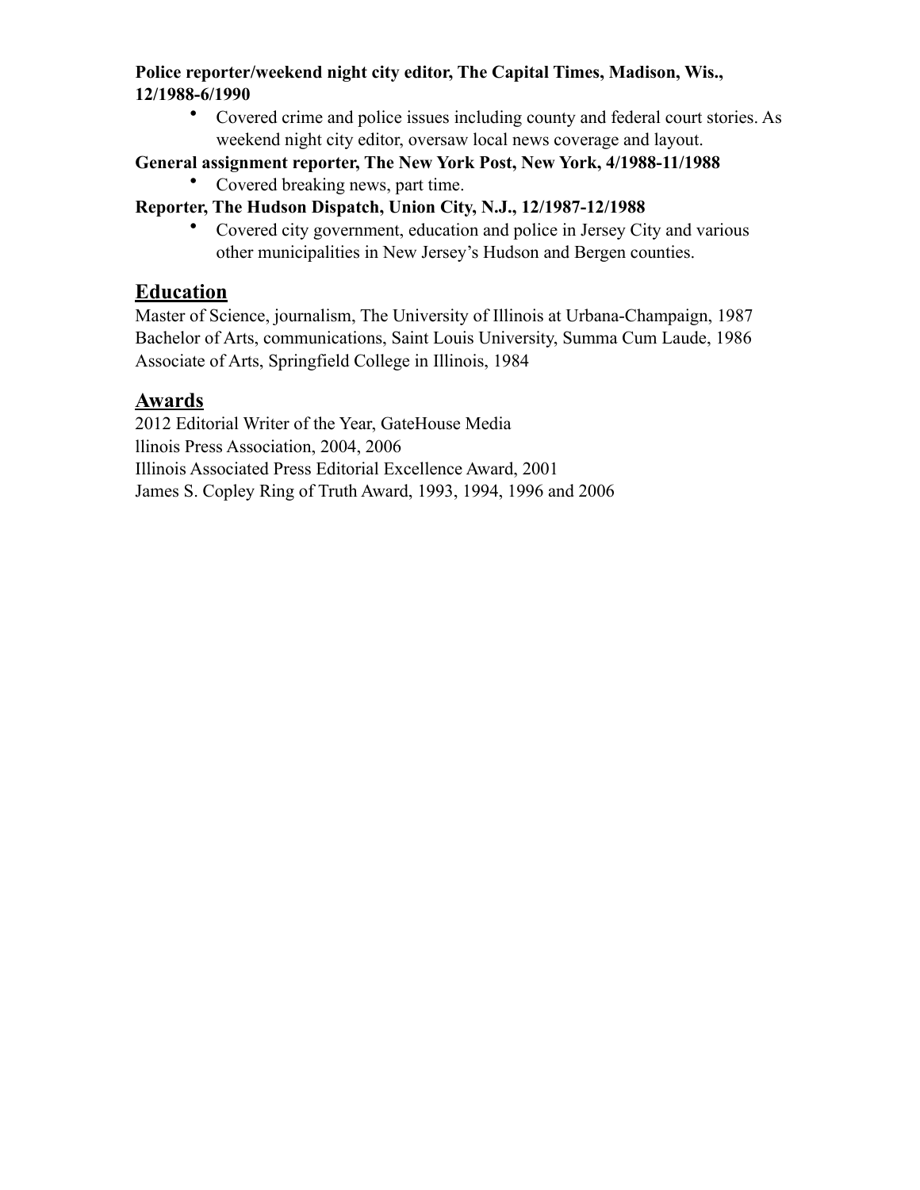**Police reporter/weekend night city editor, The Capital Times, Madison, Wis., 12/1988-6/1990**

- Covered crime and police issues including county and federal court stories. As weekend night city editor, oversaw local news coverage and layout.

**General assignment reporter, The New York Post, New York, 4/1988-11/1988**

- Covered breaking news, part time.

**Reporter, The Hudson Dispatch, Union City, N.J., 12/1987-12/1988**

- Covered city government, education and police in Jersey City and various other municipalities in New Jersey's Hudson and Bergen counties.

## Education

Master of Science, journalism, The University of Illinois at Urbana-Champaign, 1987
Bachelor of Arts, communications, Saint Louis University, Summa Cum Laude, 1986
Associate of Arts, Springfield College in Illinois, 1984

## Awards

2012 Editorial Writer of the Year, GateHouse Media
llinois Press Association, 2004, 2006
Illinois Associated Press Editorial Excellence Award, 2001
James S. Copley Ring of Truth Award, 1993, 1994, 1996 and 2006